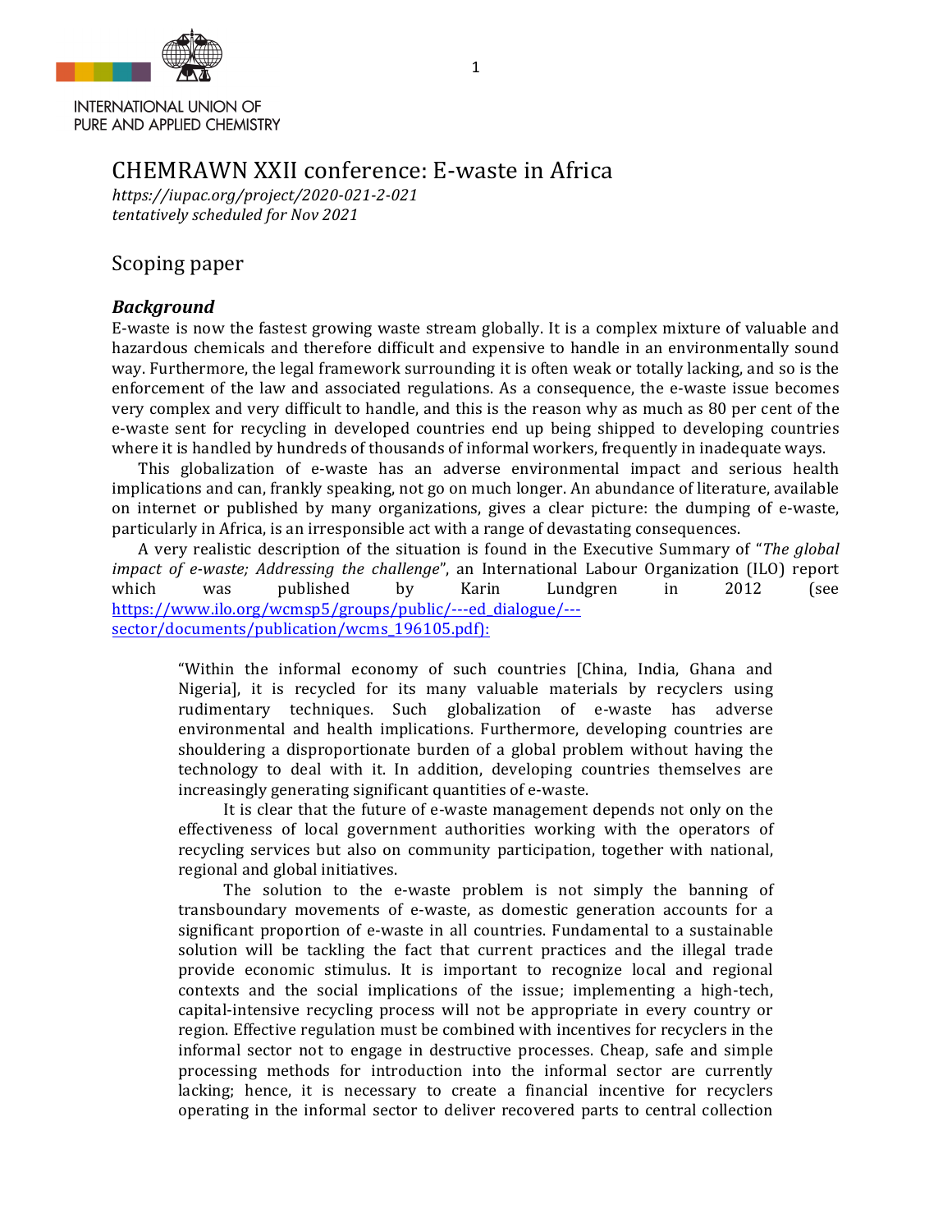INTERNATIONAL UNION OF PURE AND APPLIED CHEMISTRY

# CHEMRAWN XXII conference: E-waste in Africa

*https://iupac.org/project/2020-021-2-021*
*tentatively scheduled for Nov 2021*

## Scoping paper

### *Background*

E-waste is now the fastest growing waste stream globally. It is a complex mixture of valuable and hazardous chemicals and therefore difficult and expensive to handle in an environmentally sound way. Furthermore, the legal framework surrounding it is often weak or totally lacking, and so is the enforcement of the law and associated regulations. As a consequence, the e-waste issue becomes very complex and very difficult to handle, and this is the reason why as much as 80 per cent of the e-waste sent for recycling in developed countries end up being shipped to developing countries where it is handled by hundreds of thousands of informal workers, frequently in inadequate ways.

This globalization of e-waste has an adverse environmental impact and serious health implications and can, frankly speaking, not go on much longer. An abundance of literature, available on internet or published by many organizations, gives a clear picture: the dumping of e-waste, particularly in Africa, is an irresponsible act with a range of devastating consequences.

A very realistic description of the situation is found in the Executive Summary of "*The global impact of e-waste; Addressing the challenge*", an International Labour Organization (ILO) report which was published by Karin Lundgren in 2012 (see https://www.ilo.org/wcmsp5/groups/public/---ed_dialogue/---sector/documents/publication/wcms_196105.pdf):

> "Within the informal economy of such countries [China, India, Ghana and Nigeria], it is recycled for its many valuable materials by recyclers using rudimentary techniques. Such globalization of e-waste has adverse environmental and health implications. Furthermore, developing countries are shouldering a disproportionate burden of a global problem without having the technology to deal with it. In addition, developing countries themselves are increasingly generating significant quantities of e-waste.
>
> It is clear that the future of e-waste management depends not only on the effectiveness of local government authorities working with the operators of recycling services but also on community participation, together with national, regional and global initiatives.
>
> The solution to the e-waste problem is not simply the banning of transboundary movements of e-waste, as domestic generation accounts for a significant proportion of e-waste in all countries. Fundamental to a sustainable solution will be tackling the fact that current practices and the illegal trade provide economic stimulus. It is important to recognize local and regional contexts and the social implications of the issue; implementing a high-tech, capital-intensive recycling process will not be appropriate in every country or region. Effective regulation must be combined with incentives for recyclers in the informal sector not to engage in destructive processes. Cheap, safe and simple processing methods for introduction into the informal sector are currently lacking; hence, it is necessary to create a financial incentive for recyclers operating in the informal sector to deliver recovered parts to central collection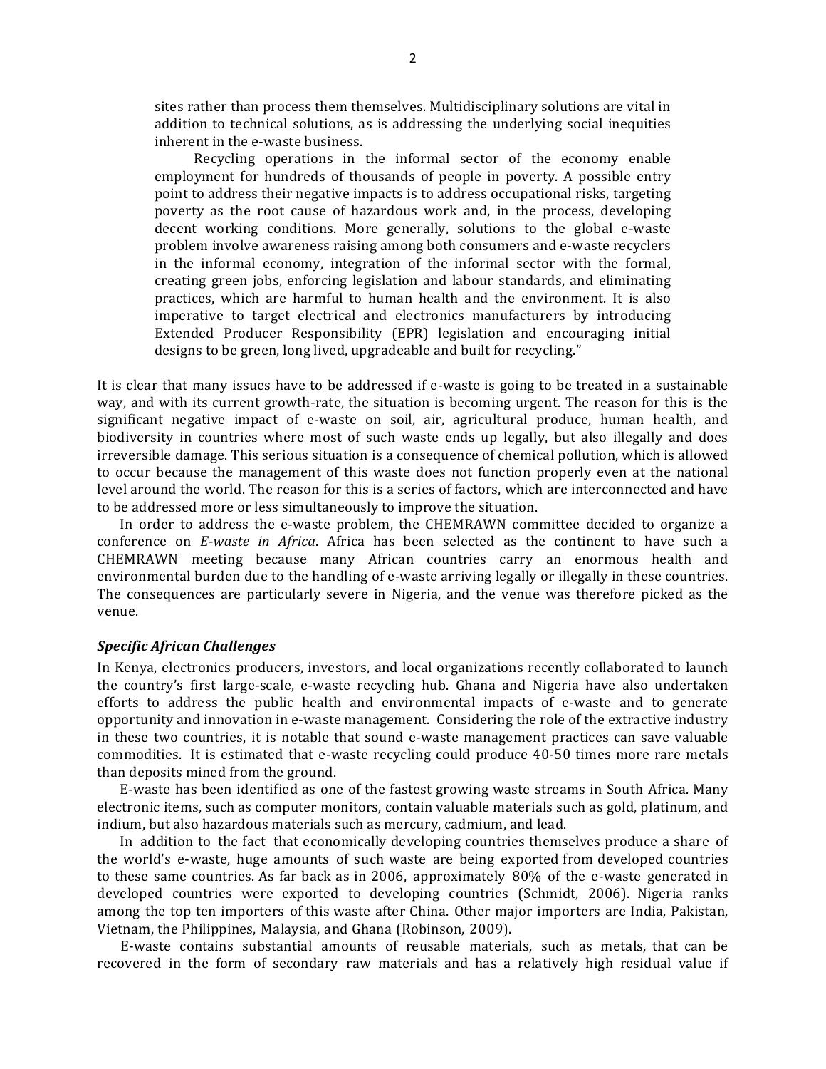> sites rather than process them themselves. Multidisciplinary solutions are vital in addition to technical solutions, as is addressing the underlying social inequities inherent in the e-waste business.
>
> Recycling operations in the informal sector of the economy enable employment for hundreds of thousands of people in poverty. A possible entry point to address their negative impacts is to address occupational risks, targeting poverty as the root cause of hazardous work and, in the process, developing decent working conditions. More generally, solutions to the global e-waste problem involve awareness raising among both consumers and e-waste recyclers in the informal economy, integration of the informal sector with the formal, creating green jobs, enforcing legislation and labour standards, and eliminating practices, which are harmful to human health and the environment. It is also imperative to target electrical and electronics manufacturers by introducing Extended Producer Responsibility (EPR) legislation and encouraging initial designs to be green, long lived, upgradeable and built for recycling."

It is clear that many issues have to be addressed if e-waste is going to be treated in a sustainable way, and with its current growth-rate, the situation is becoming urgent. The reason for this is the significant negative impact of e-waste on soil, air, agricultural produce, human health, and biodiversity in countries where most of such waste ends up legally, but also illegally and does irreversible damage. This serious situation is a consequence of chemical pollution, which is allowed to occur because the management of this waste does not function properly even at the national level around the world. The reason for this is a series of factors, which are interconnected and have to be addressed more or less simultaneously to improve the situation.

In order to address the e-waste problem, the CHEMRAWN committee decided to organize a conference on *E-waste in Africa*. Africa has been selected as the continent to have such a CHEMRAWN meeting because many African countries carry an enormous health and environmental burden due to the handling of e-waste arriving legally or illegally in these countries. The consequences are particularly severe in Nigeria, and the venue was therefore picked as the venue.

### *Specific African Challenges*

In Kenya, electronics producers, investors, and local organizations recently collaborated to launch the country's first large-scale, e-waste recycling hub. Ghana and Nigeria have also undertaken efforts to address the public health and environmental impacts of e-waste and to generate opportunity and innovation in e-waste management. Considering the role of the extractive industry in these two countries, it is notable that sound e-waste management practices can save valuable commodities. It is estimated that e-waste recycling could produce 40-50 times more rare metals than deposits mined from the ground.

E-waste has been identified as one of the fastest growing waste streams in South Africa. Many electronic items, such as computer monitors, contain valuable materials such as gold, platinum, and indium, but also hazardous materials such as mercury, cadmium, and lead.

In addition to the fact that economically developing countries themselves produce a share of the world's e-waste, huge amounts of such waste are being exported from developed countries to these same countries. As far back as in 2006, approximately 80% of the e-waste generated in developed countries were exported to developing countries (Schmidt, 2006). Nigeria ranks among the top ten importers of this waste after China. Other major importers are India, Pakistan, Vietnam, the Philippines, Malaysia, and Ghana (Robinson, 2009).

E-waste contains substantial amounts of reusable materials, such as metals, that can be recovered in the form of secondary raw materials and has a relatively high residual value if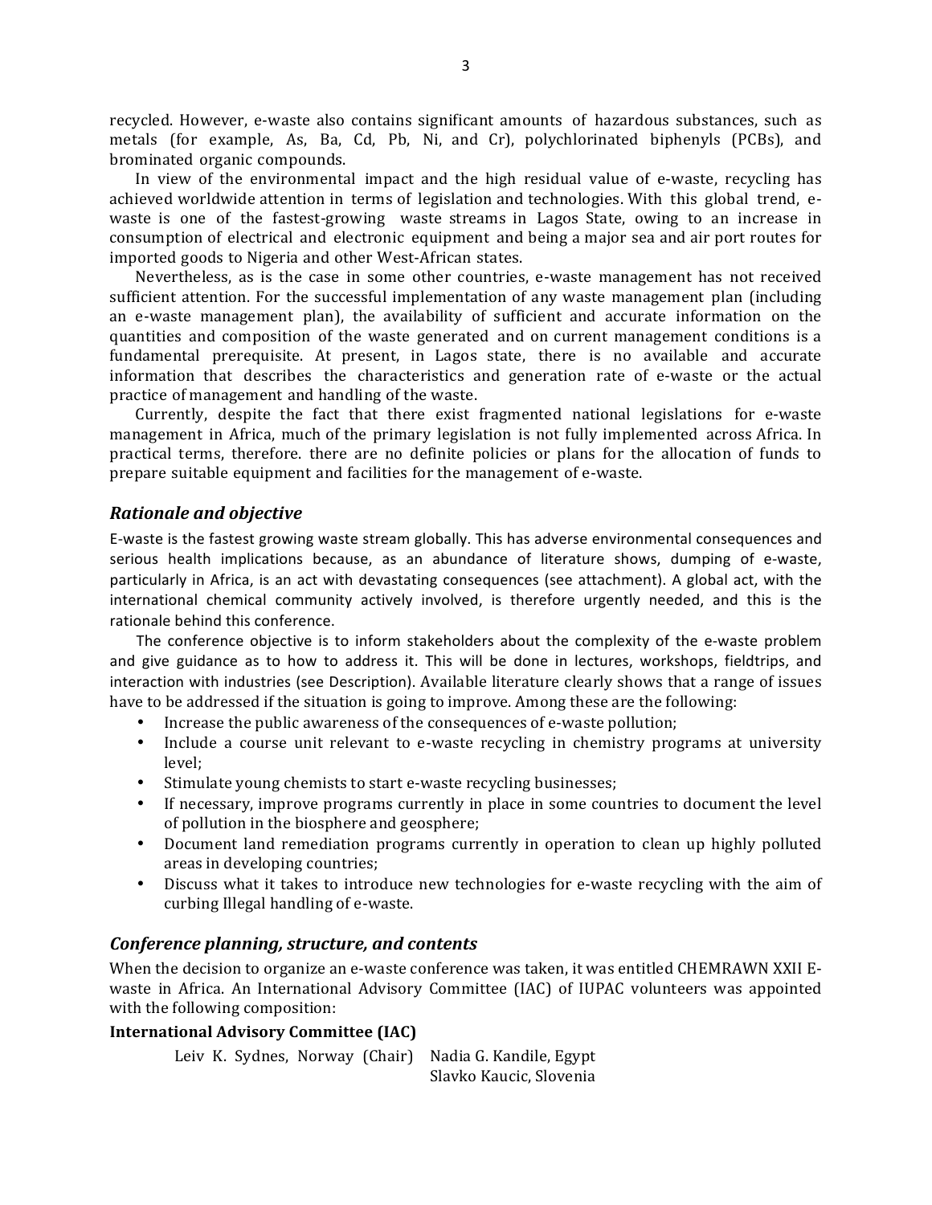recycled. However, e-waste also contains significant amounts of hazardous substances, such as metals (for example, As, Ba, Cd, Pb, Ni, and Cr), polychlorinated biphenyls (PCBs), and brominated organic compounds.

In view of the environmental impact and the high residual value of e-waste, recycling has achieved worldwide attention in terms of legislation and technologies. With this global trend, e-waste is one of the fastest-growing waste streams in Lagos State, owing to an increase in consumption of electrical and electronic equipment and being a major sea and air port routes for imported goods to Nigeria and other West-African states.

Nevertheless, as is the case in some other countries, e-waste management has not received sufficient attention. For the successful implementation of any waste management plan (including an e-waste management plan), the availability of sufficient and accurate information on the quantities and composition of the waste generated and on current management conditions is a fundamental prerequisite. At present, in Lagos state, there is no available and accurate information that describes the characteristics and generation rate of e-waste or the actual practice of management and handling of the waste.

Currently, despite the fact that there exist fragmented national legislations for e-waste management in Africa, much of the primary legislation is not fully implemented across Africa. In practical terms, therefore. there are no definite policies or plans for the allocation of funds to prepare suitable equipment and facilities for the management of e-waste.

### *Rationale and objective*

E-waste is the fastest growing waste stream globally. This has adverse environmental consequences and serious health implications because, as an abundance of literature shows, dumping of e-waste, particularly in Africa, is an act with devastating consequences (see attachment). A global act, with the international chemical community actively involved, is therefore urgently needed, and this is the rationale behind this conference.

The conference objective is to inform stakeholders about the complexity of the e-waste problem and give guidance as to how to address it. This will be done in lectures, workshops, fieldtrips, and interaction with industries (see Description). Available literature clearly shows that a range of issues have to be addressed if the situation is going to improve. Among these are the following:

- Increase the public awareness of the consequences of e-waste pollution;
- Include a course unit relevant to e-waste recycling in chemistry programs at university level;
- Stimulate young chemists to start e-waste recycling businesses;
- If necessary, improve programs currently in place in some countries to document the level of pollution in the biosphere and geosphere;
- Document land remediation programs currently in operation to clean up highly polluted areas in developing countries;
- Discuss what it takes to introduce new technologies for e-waste recycling with the aim of curbing Illegal handling of e-waste.

### *Conference planning, structure, and contents*

When the decision to organize an e-waste conference was taken, it was entitled CHEMRAWN XXII E-waste in Africa. An International Advisory Committee (IAC) of IUPAC volunteers was appointed with the following composition:

**International Advisory Committee (IAC)**

Leiv K. Sydnes, Norway (Chair)
Nadia G. Kandile, Egypt
Slavko Kaucic, Slovenia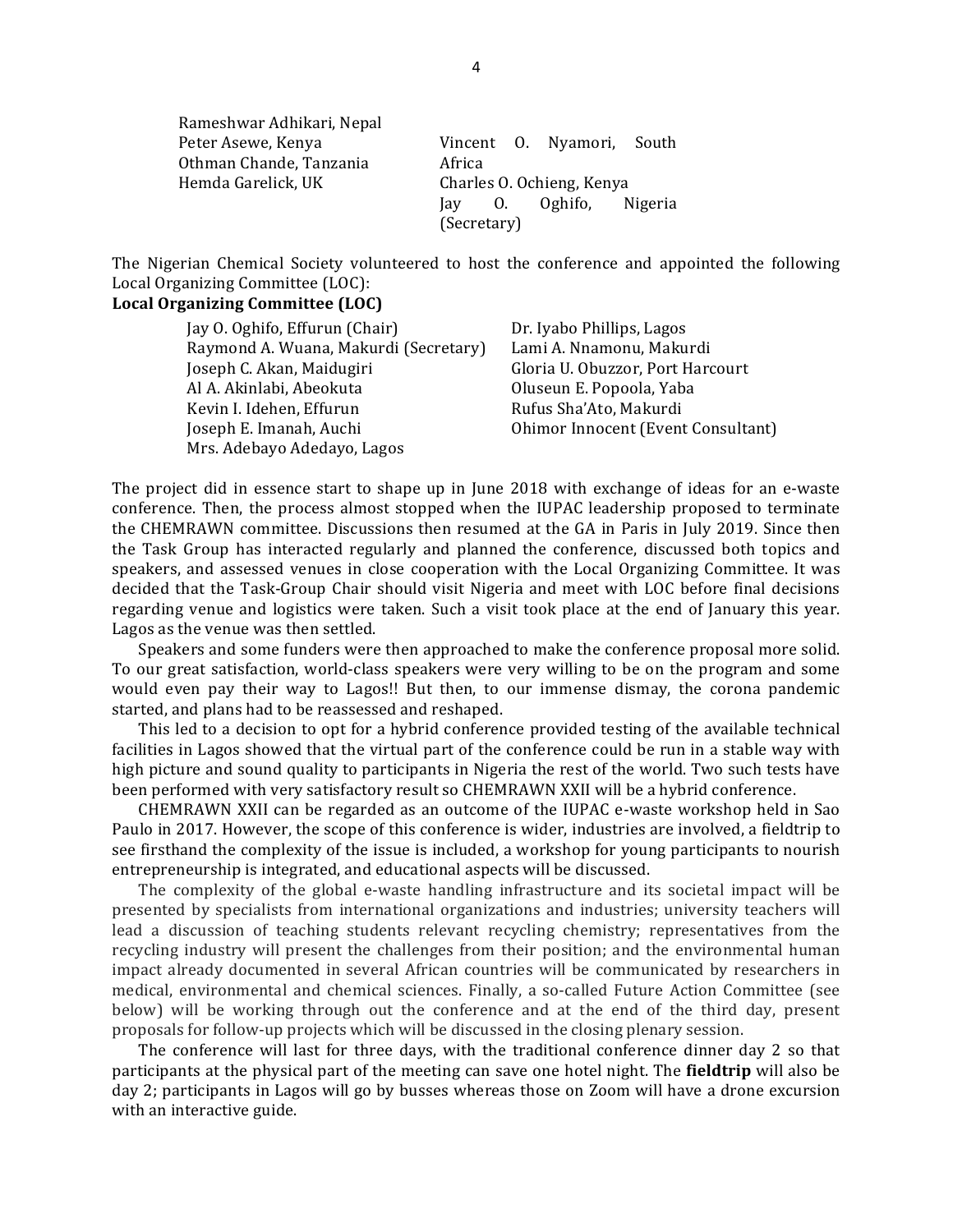Rameshwar Adhikari, Nepal
Peter Asewe, Kenya
Othman Chande, Tanzania
Hemda Garelick, UK
Vincent O. Nyamori, South Africa
Charles O. Ochieng, Kenya
Jay O. Oghifo, Nigeria (Secretary)

The Nigerian Chemical Society volunteered to host the conference and appointed the following Local Organizing Committee (LOC):

**Local Organizing Committee (LOC)**

Jay O. Oghifo, Effurun (Chair)
Raymond A. Wuana, Makurdi (Secretary)
Joseph C. Akan, Maidugiri
Al A. Akinlabi, Abeokuta
Kevin I. Idehen, Effurun
Joseph E. Imanah, Auchi
Mrs. Adebayo Adedayo, Lagos
Dr. Iyabo Phillips, Lagos
Lami A. Nnamonu, Makurdi
Gloria U. Obuzzor, Port Harcourt
Oluseun E. Popoola, Yaba
Rufus Sha'Ato, Makurdi
Ohimor Innocent (Event Consultant)

The project did in essence start to shape up in June 2018 with exchange of ideas for an e-waste conference. Then, the process almost stopped when the IUPAC leadership proposed to terminate the CHEMRAWN committee. Discussions then resumed at the GA in Paris in July 2019. Since then the Task Group has interacted regularly and planned the conference, discussed both topics and speakers, and assessed venues in close cooperation with the Local Organizing Committee. It was decided that the Task-Group Chair should visit Nigeria and meet with LOC before final decisions regarding venue and logistics were taken. Such a visit took place at the end of January this year. Lagos as the venue was then settled.

Speakers and some funders were then approached to make the conference proposal more solid. To our great satisfaction, world-class speakers were very willing to be on the program and some would even pay their way to Lagos!! But then, to our immense dismay, the corona pandemic started, and plans had to be reassessed and reshaped.

This led to a decision to opt for a hybrid conference provided testing of the available technical facilities in Lagos showed that the virtual part of the conference could be run in a stable way with high picture and sound quality to participants in Nigeria the rest of the world. Two such tests have been performed with very satisfactory result so CHEMRAWN XXII will be a hybrid conference.

CHEMRAWN XXII can be regarded as an outcome of the IUPAC e-waste workshop held in Sao Paulo in 2017. However, the scope of this conference is wider, industries are involved, a fieldtrip to see firsthand the complexity of the issue is included, a workshop for young participants to nourish entrepreneurship is integrated, and educational aspects will be discussed.

The complexity of the global e-waste handling infrastructure and its societal impact will be presented by specialists from international organizations and industries; university teachers will lead a discussion of teaching students relevant recycling chemistry; representatives from the recycling industry will present the challenges from their position; and the environmental human impact already documented in several African countries will be communicated by researchers in medical, environmental and chemical sciences. Finally, a so-called Future Action Committee (see below) will be working through out the conference and at the end of the third day, present proposals for follow-up projects which will be discussed in the closing plenary session.

The conference will last for three days, with the traditional conference dinner day 2 so that participants at the physical part of the meeting can save one hotel night. The **fieldtrip** will also be day 2; participants in Lagos will go by busses whereas those on Zoom will have a drone excursion with an interactive guide.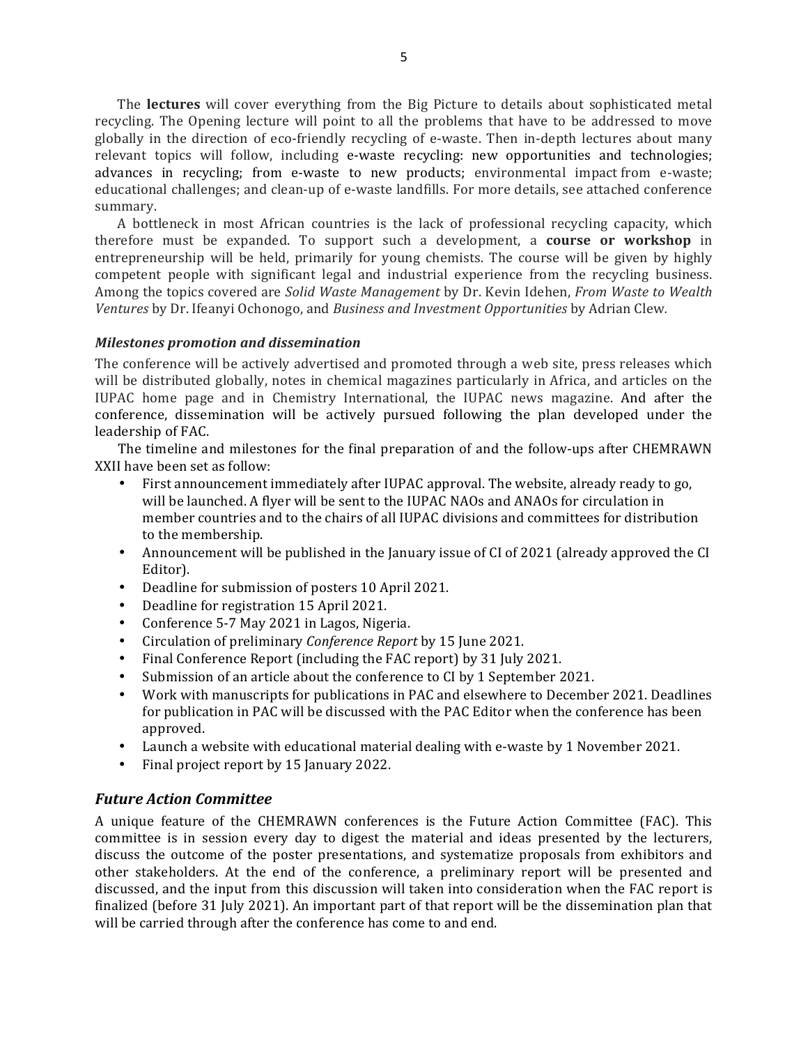The **lectures** will cover everything from the Big Picture to details about sophisticated metal recycling. The Opening lecture will point to all the problems that have to be addressed to move globally in the direction of eco-friendly recycling of e-waste. Then in-depth lectures about many relevant topics will follow, including e-waste recycling: new opportunities and technologies; advances in recycling; from e-waste to new products; environmental impact from e-waste; educational challenges; and clean-up of e-waste landfills. For more details, see attached conference summary.

A bottleneck in most African countries is the lack of professional recycling capacity, which therefore must be expanded. To support such a development, a **course or workshop** in entrepreneurship will be held, primarily for young chemists. The course will be given by highly competent people with significant legal and industrial experience from the recycling business. Among the topics covered are *Solid Waste Management* by Dr. Kevin Idehen, *From Waste to Wealth Ventures* by Dr. Ifeanyi Ochonogo, and *Business and Investment Opportunities* by Adrian Clew.

***Milestones promotion and dissemination***

The conference will be actively advertised and promoted through a web site, press releases which will be distributed globally, notes in chemical magazines particularly in Africa, and articles on the IUPAC home page and in Chemistry International, the IUPAC news magazine. And after the conference, dissemination will be actively pursued following the plan developed under the leadership of FAC.

The timeline and milestones for the final preparation of and the follow-ups after CHEMRAWN XXII have been set as follow:

- First announcement immediately after IUPAC approval. The website, already ready to go, will be launched. A flyer will be sent to the IUPAC NAOs and ANAOs for circulation in member countries and to the chairs of all IUPAC divisions and committees for distribution to the membership.
- Announcement will be published in the January issue of CI of 2021 (already approved the CI Editor).
- Deadline for submission of posters 10 April 2021.
- Deadline for registration 15 April 2021.
- Conference 5-7 May 2021 in Lagos, Nigeria.
- Circulation of preliminary *Conference Report* by 15 June 2021.
- Final Conference Report (including the FAC report) by 31 July 2021.
- Submission of an article about the conference to CI by 1 September 2021.
- Work with manuscripts for publications in PAC and elsewhere to December 2021. Deadlines for publication in PAC will be discussed with the PAC Editor when the conference has been approved.
- Launch a website with educational material dealing with e-waste by 1 November 2021.
- Final project report by 15 January 2022.

## *Future Action Committee*

A unique feature of the CHEMRAWN conferences is the Future Action Committee (FAC). This committee is in session every day to digest the material and ideas presented by the lecturers, discuss the outcome of the poster presentations, and systematize proposals from exhibitors and other stakeholders. At the end of the conference, a preliminary report will be presented and discussed, and the input from this discussion will taken into consideration when the FAC report is finalized (before 31 July 2021). An important part of that report will be the dissemination plan that will be carried through after the conference has come to and end.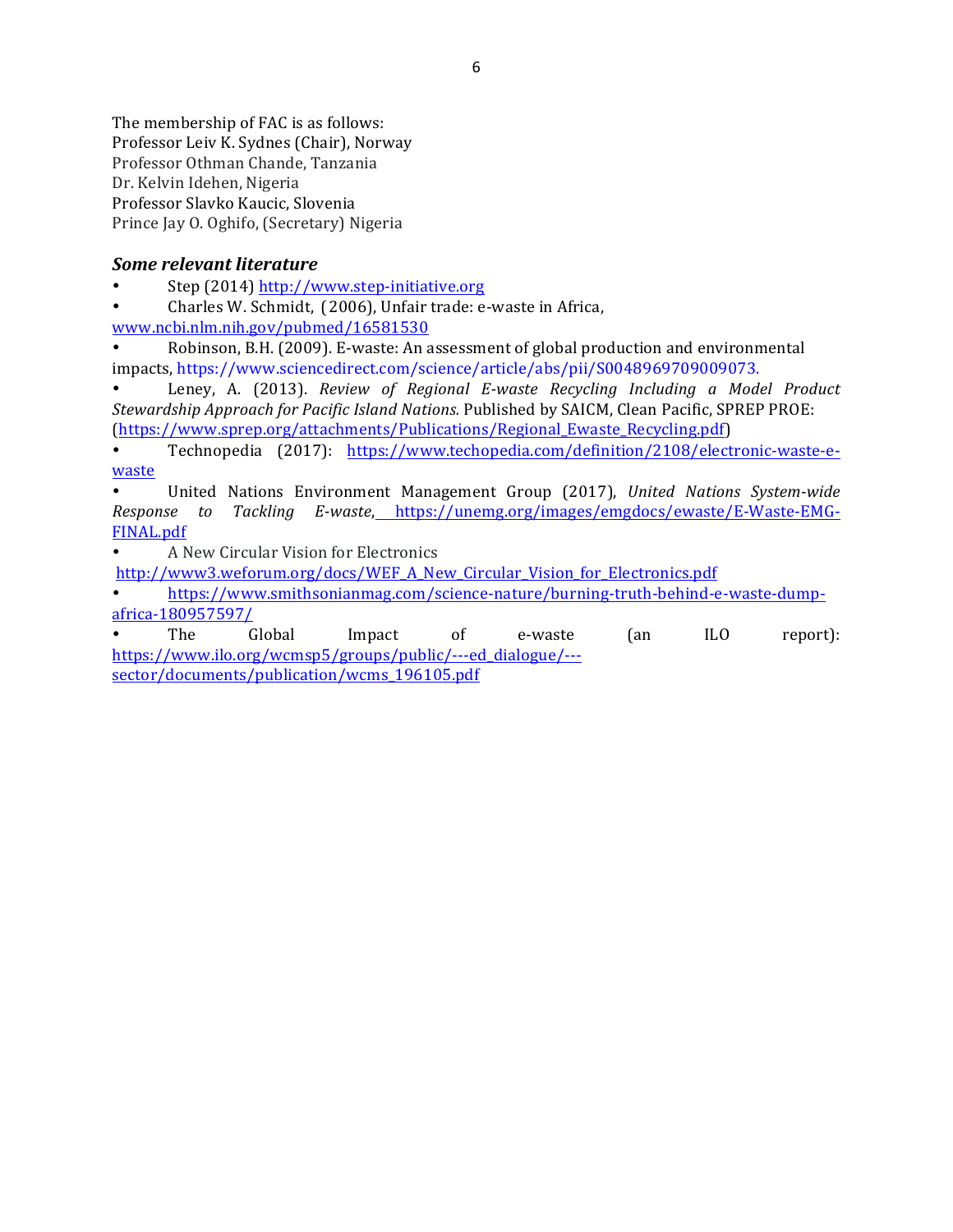The membership of FAC is as follows:
Professor Leiv K. Sydnes (Chair), Norway
Professor Othman Chande, Tanzania
Dr. Kelvin Idehen, Nigeria
Professor Slavko Kaucic, Slovenia
Prince Jay O. Oghifo, (Secretary) Nigeria

### *Some relevant literature*

- Step (2014) http://www.step-initiative.org
- Charles W. Schmidt, (2006), Unfair trade: e-waste in Africa, www.ncbi.nlm.nih.gov/pubmed/16581530
- Robinson, B.H. (2009). E-waste: An assessment of global production and environmental impacts, https://www.sciencedirect.com/science/article/abs/pii/S0048969709009073.
- Leney, A. (2013). *Review of Regional E-waste Recycling Including a Model Product Stewardship Approach for Pacific Island Nations.* Published by SAICM, Clean Pacific, SPREP PROE: (https://www.sprep.org/attachments/Publications/Regional_Ewaste_Recycling.pdf)
- Technopedia (2017): https://www.techopedia.com/definition/2108/electronic-waste-e-waste
- United Nations Environment Management Group (2017), *United Nations System-wide Response to Tackling E-waste*, https://unemg.org/images/emgdocs/ewaste/E-Waste-EMG-FINAL.pdf
- A New Circular Vision for Electronics http://www3.weforum.org/docs/WEF_A_New_Circular_Vision_for_Electronics.pdf
- https://www.smithsonianmag.com/science-nature/burning-truth-behind-e-waste-dump-africa-180957597/
- The Global Impact of e-waste (an ILO report): https://www.ilo.org/wcmsp5/groups/public/---ed_dialogue/---sector/documents/publication/wcms_196105.pdf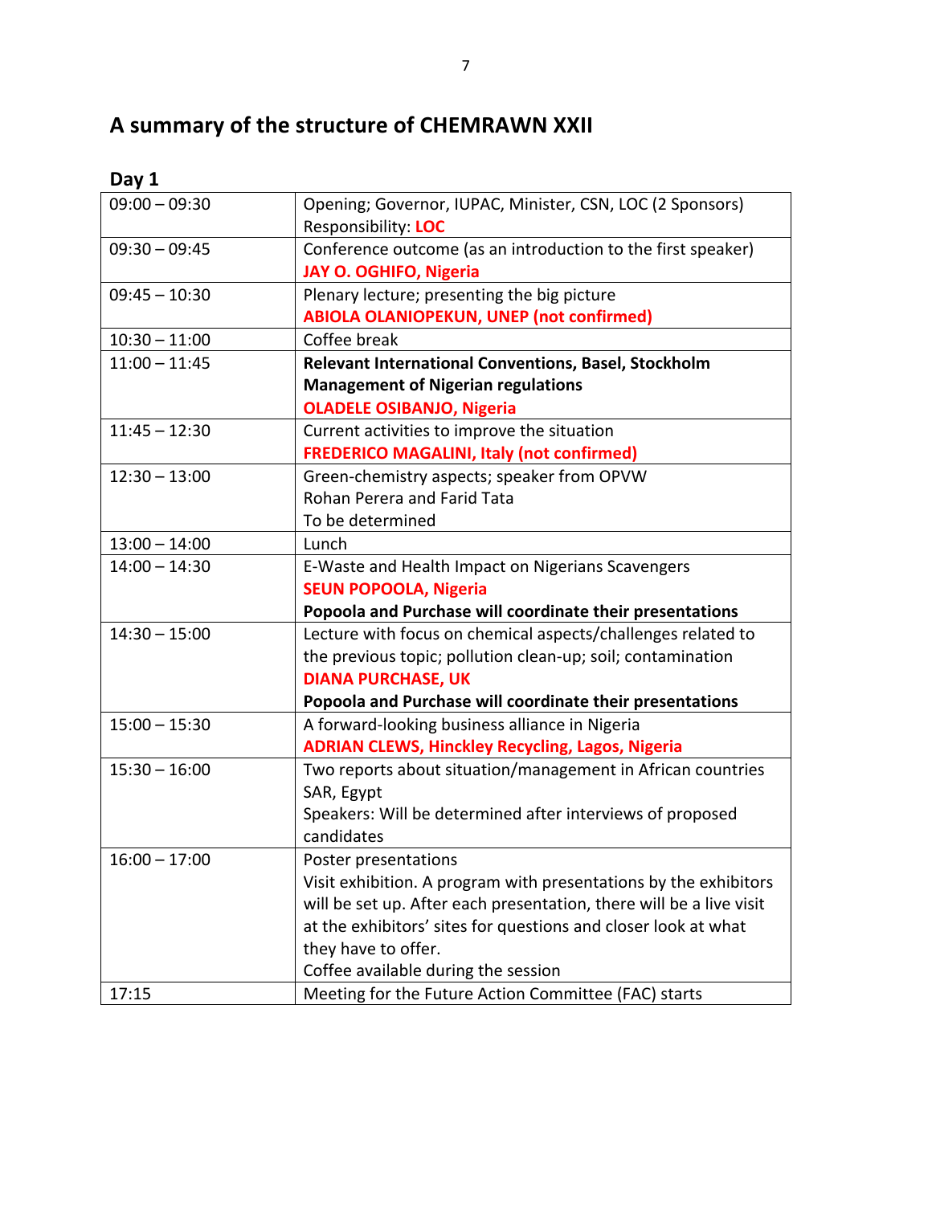## A summary of the structure of CHEMRAWN XXII

### Day 1

| | |
|---|---|
| 09:00 – 09:30 | Opening; Governor, IUPAC, Minister, CSN, LOC (2 Sponsors)<br>Responsibility: **LOC** |
| 09:30 – 09:45 | Conference outcome (as an introduction to the first speaker)<br>**JAY O. OGHIFO, Nigeria** |
| 09:45 – 10:30 | Plenary lecture; presenting the big picture<br>**ABIOLA OLANIOPEKUN, UNEP (not confirmed)** |
| 10:30 – 11:00 | Coffee break |
| 11:00 – 11:45 | **Relevant International Conventions, Basel, Stockholm**<br>**Management of Nigerian regulations**<br>**OLADELE OSIBANJO, Nigeria** |
| 11:45 – 12:30 | Current activities to improve the situation<br>**FREDERICO MAGALINI, Italy (not confirmed)** |
| 12:30 – 13:00 | Green-chemistry aspects; speaker from OPVW<br>Rohan Perera and Farid Tata<br>To be determined |
| 13:00 – 14:00 | Lunch |
| 14:00 – 14:30 | E-Waste and Health Impact on Nigerians Scavengers<br>**SEUN POPOOLA, Nigeria**<br>**Popoola and Purchase will coordinate their presentations** |
| 14:30 – 15:00 | Lecture with focus on chemical aspects/challenges related to the previous topic; pollution clean-up; soil; contamination<br>**DIANA PURCHASE, UK**<br>**Popoola and Purchase will coordinate their presentations** |
| 15:00 – 15:30 | A forward-looking business alliance in Nigeria<br>**ADRIAN CLEWS, Hinckley Recycling, Lagos, Nigeria** |
| 15:30 – 16:00 | Two reports about situation/management in African countries<br>SAR, Egypt<br>Speakers: Will be determined after interviews of proposed candidates |
| 16:00 – 17:00 | Poster presentations<br>Visit exhibition. A program with presentations by the exhibitors will be set up. After each presentation, there will be a live visit at the exhibitors' sites for questions and closer look at what they have to offer.<br>Coffee available during the session |
| 17:15 | Meeting for the Future Action Committee (FAC) starts |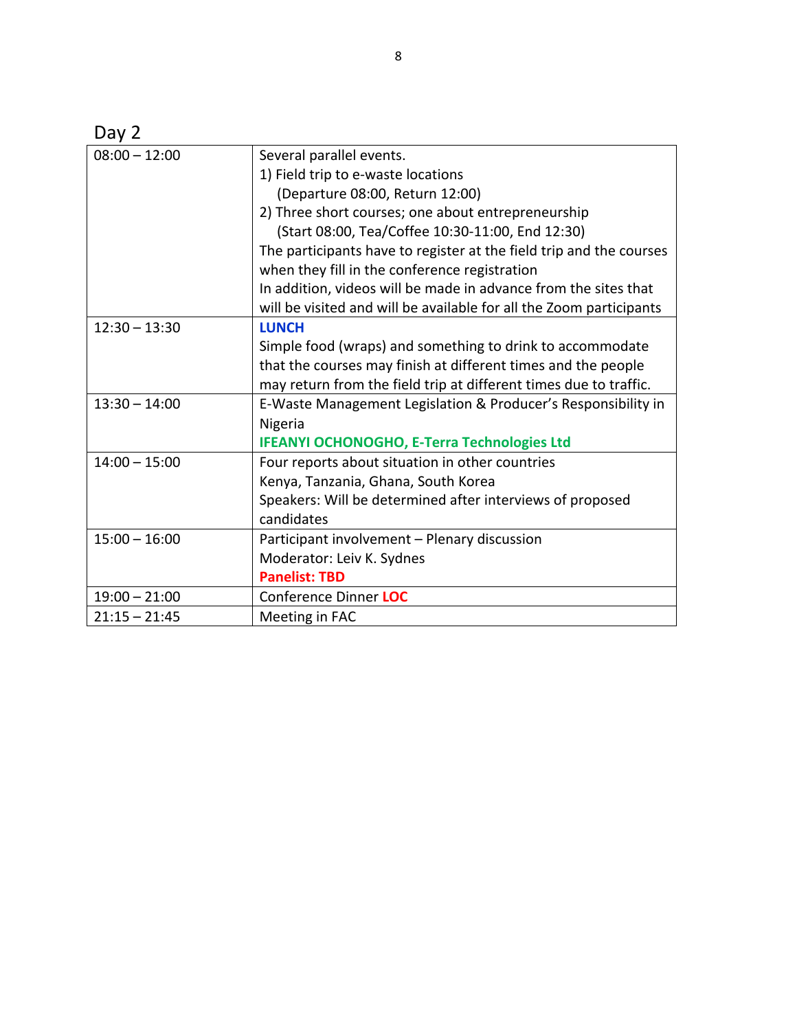## Day 2

| | |
|---|---|
| 08:00 – 12:00 | Several parallel events.<br>1) Field trip to e-waste locations<br>(Departure 08:00, Return 12:00)<br>2) Three short courses; one about entrepreneurship<br>(Start 08:00, Tea/Coffee 10:30-11:00, End 12:30)<br>The participants have to register at the field trip and the courses when they fill in the conference registration<br>In addition, videos will be made in advance from the sites that will be visited and will be available for all the Zoom participants |
| 12:30 – 13:30 | **LUNCH**<br>Simple food (wraps) and something to drink to accommodate that the courses may finish at different times and the people may return from the field trip at different times due to traffic. |
| 13:30 – 14:00 | E-Waste Management Legislation & Producer's Responsibility in Nigeria<br>**IFEANYI OCHONOGHO, E-Terra Technologies Ltd** |
| 14:00 – 15:00 | Four reports about situation in other countries<br>Kenya, Tanzania, Ghana, South Korea<br>Speakers: Will be determined after interviews of proposed candidates |
| 15:00 – 16:00 | Participant involvement – Plenary discussion<br>Moderator: Leiv K. Sydnes<br>**Panelist: TBD** |
| 19:00 – 21:00 | Conference Dinner **LOC** |
| 21:15 – 21:45 | Meeting in FAC |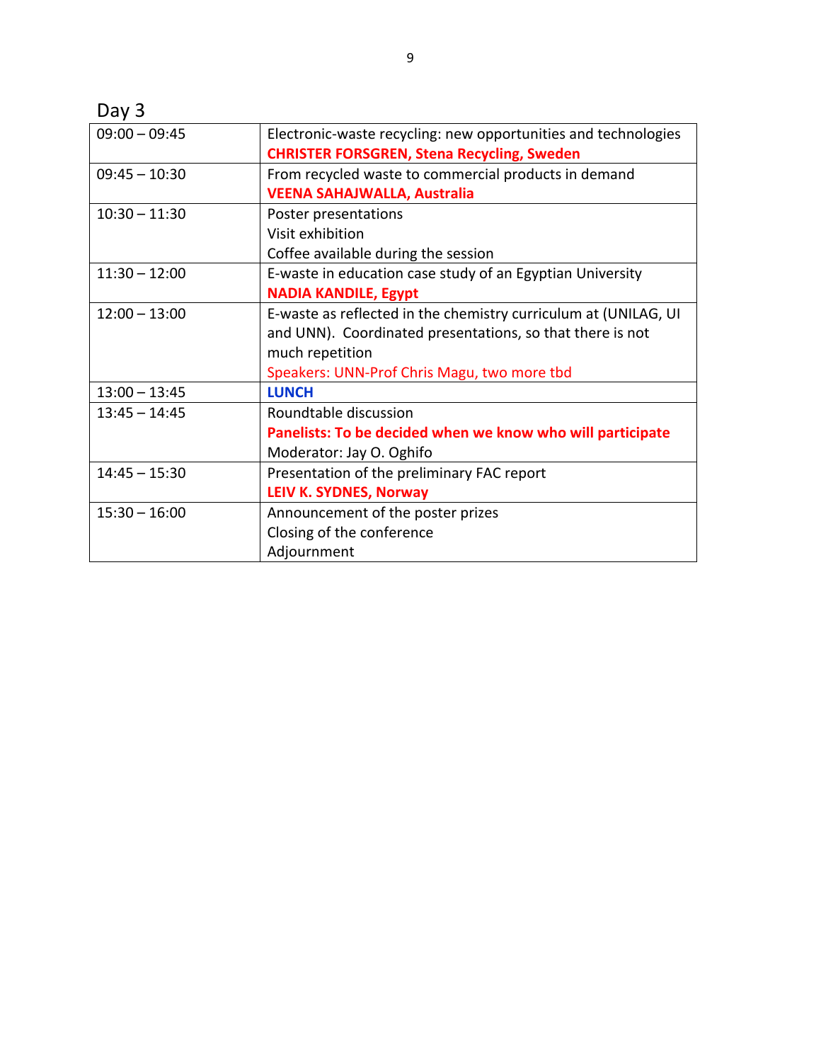## Day 3

| | |
|---|---|
| 09:00 – 09:45 | Electronic-waste recycling: new opportunities and technologies<br>**CHRISTER FORSGREN, Stena Recycling, Sweden** |
| 09:45 – 10:30 | From recycled waste to commercial products in demand<br>**VEENA SAHAJWALLA, Australia** |
| 10:30 – 11:30 | Poster presentations<br>Visit exhibition<br>Coffee available during the session |
| 11:30 – 12:00 | E-waste in education case study of an Egyptian University<br>**NADIA KANDILE, Egypt** |
| 12:00 – 13:00 | E-waste as reflected in the chemistry curriculum at (UNILAG, UI and UNN). Coordinated presentations, so that there is not much repetition<br>Speakers: UNN-Prof Chris Magu, two more tbd |
| 13:00 – 13:45 | **LUNCH** |
| 13:45 – 14:45 | Roundtable discussion<br>**Panelists: To be decided when we know who will participate**<br>Moderator: Jay O. Oghifo |
| 14:45 – 15:30 | Presentation of the preliminary FAC report<br>**LEIV K. SYDNES, Norway** |
| 15:30 – 16:00 | Announcement of the poster prizes<br>Closing of the conference<br>Adjournment |